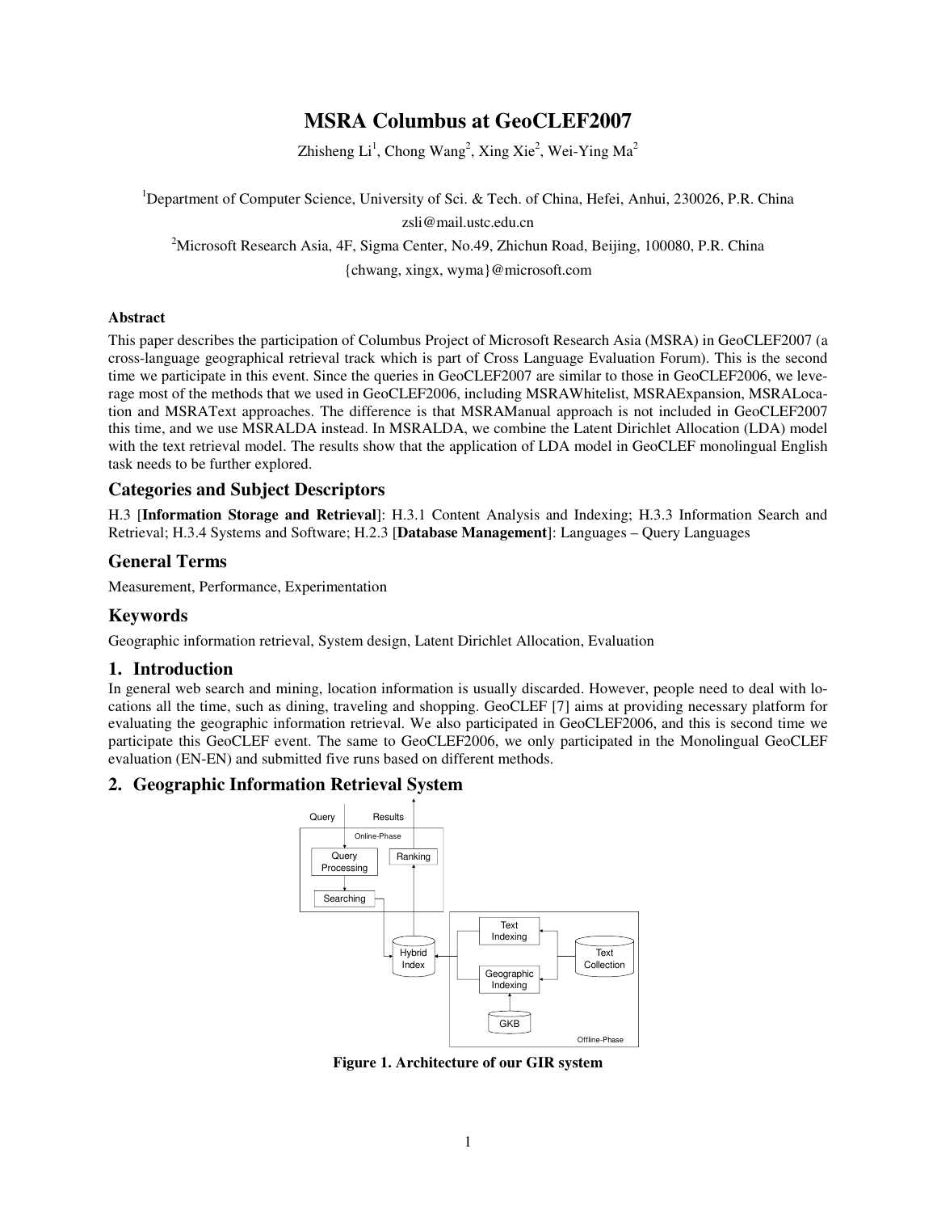# MSRA Columbus at GeoCLEF2007

Zhisheng Li[1], Chong Wang[2], Xing Xie[2], Wei-Ying Ma[2]

[1]Department of Computer Science, University of Sci. & Tech. of China, Hefei, Anhui, 230026, P.R. China

zsli@mail.ustc.edu.cn

[2]Microsoft Research Asia, 4F, Sigma Center, No.49, Zhichun Road, Beijing, 100080, P.R. China

{chwang, xingx, wyma}@microsoft.com

**Abstract**

This paper describes the participation of Columbus Project of Microsoft Research Asia (MSRA) in GeoCLEF2007 (a cross-language geographical retrieval track which is part of Cross Language Evaluation Forum). This is the second time we participate in this event. Since the queries in GeoCLEF2007 are similar to those in GeoCLEF2006, we leverage most of the methods that we used in GeoCLEF2006, including MSRAWhitelist, MSRAExpansion, MSRALocation and MSRAText approaches. The difference is that MSRAManual approach is not included in GeoCLEF2007 this time, and we use MSRALDA instead. In MSRALDA, we combine the Latent Dirichlet Allocation (LDA) model with the text retrieval model. The results show that the application of LDA model in GeoCLEF monolingual English task needs to be further explored.

## Categories and Subject Descriptors

H.3 [**Information Storage and Retrieval**]: H.3.1 Content Analysis and Indexing; H.3.3 Information Search and Retrieval; H.3.4 Systems and Software; H.2.3 [**Database Management**]: Languages – Query Languages

## General Terms

Measurement, Performance, Experimentation

## Keywords

Geographic information retrieval, System design, Latent Dirichlet Allocation, Evaluation

## 1. Introduction

In general web search and mining, location information is usually discarded. However, people need to deal with locations all the time, such as dining, traveling and shopping. GeoCLEF [7] aims at providing necessary platform for evaluating the geographic information retrieval. We also participated in GeoCLEF2006, and this is second time we participate this GeoCLEF event. The same to GeoCLEF2006, we only participated in the Monolingual GeoCLEF evaluation (EN-EN) and submitted five runs based on different methods.

## 2. Geographic Information Retrieval System

**Figure 1. Architecture of our GIR system**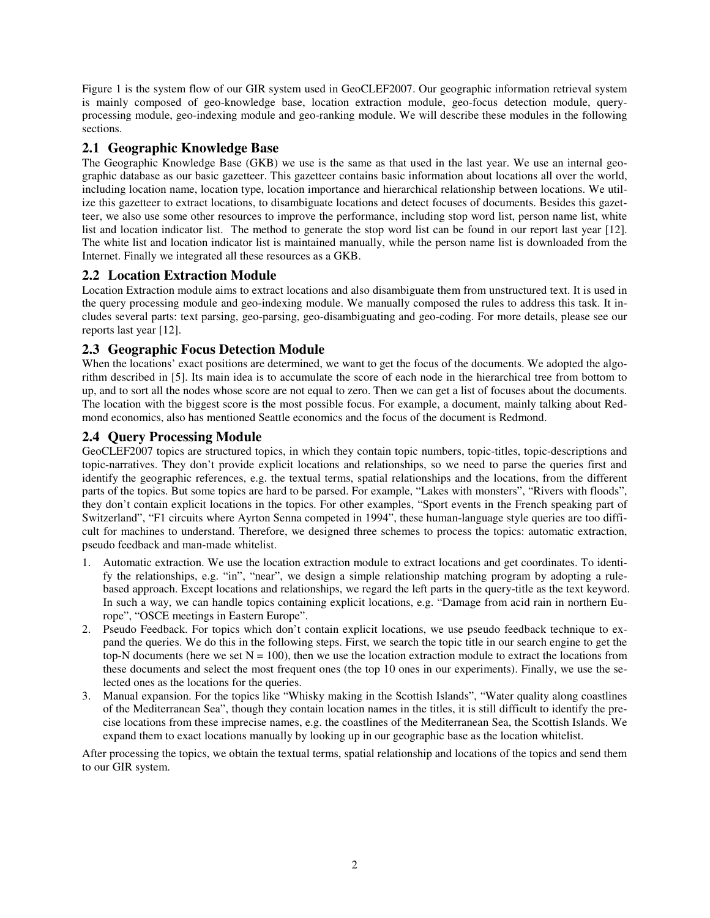Figure 1 is the system flow of our GIR system used in GeoCLEF2007. Our geographic information retrieval system is mainly composed of geo-knowledge base, location extraction module, geo-focus detection module, query-processing module, geo-indexing module and geo-ranking module. We will describe these modules in the following sections.

## 2.1 Geographic Knowledge Base

The Geographic Knowledge Base (GKB) we use is the same as that used in the last year. We use an internal geographic database as our basic gazetteer. This gazetteer contains basic information about locations all over the world, including location name, location type, location importance and hierarchical relationship between locations. We utilize this gazetteer to extract locations, to disambiguate locations and detect focuses of documents. Besides this gazetteer, we also use some other resources to improve the performance, including stop word list, person name list, white list and location indicator list. The method to generate the stop word list can be found in our report last year [12]. The white list and location indicator list is maintained manually, while the person name list is downloaded from the Internet. Finally we integrated all these resources as a GKB.

## 2.2 Location Extraction Module

Location Extraction module aims to extract locations and also disambiguate them from unstructured text. It is used in the query processing module and geo-indexing module. We manually composed the rules to address this task. It includes several parts: text parsing, geo-parsing, geo-disambiguating and geo-coding. For more details, please see our reports last year [12].

## 2.3 Geographic Focus Detection Module

When the locations' exact positions are determined, we want to get the focus of the documents. We adopted the algorithm described in [5]. Its main idea is to accumulate the score of each node in the hierarchical tree from bottom to up, and to sort all the nodes whose score are not equal to zero. Then we can get a list of focuses about the documents. The location with the biggest score is the most possible focus. For example, a document, mainly talking about Redmond economics, also has mentioned Seattle economics and the focus of the document is Redmond.

## 2.4 Query Processing Module

GeoCLEF2007 topics are structured topics, in which they contain topic numbers, topic-titles, topic-descriptions and topic-narratives. They don't provide explicit locations and relationships, so we need to parse the queries first and identify the geographic references, e.g. the textual terms, spatial relationships and the locations, from the different parts of the topics. But some topics are hard to be parsed. For example, "Lakes with monsters", "Rivers with floods", they don't contain explicit locations in the topics. For other examples, "Sport events in the French speaking part of Switzerland", "F1 circuits where Ayrton Senna competed in 1994", these human-language style queries are too difficult for machines to understand. Therefore, we designed three schemes to process the topics: automatic extraction, pseudo feedback and man-made whitelist.

1. Automatic extraction. We use the location extraction module to extract locations and get coordinates. To identify the relationships, e.g. "in", "near", we design a simple relationship matching program by adopting a rule-based approach. Except locations and relationships, we regard the left parts in the query-title as the text keyword. In such a way, we can handle topics containing explicit locations, e.g. "Damage from acid rain in northern Europe", "OSCE meetings in Eastern Europe".
2. Pseudo Feedback. For topics which don't contain explicit locations, we use pseudo feedback technique to expand the queries. We do this in the following steps. First, we search the topic title in our search engine to get the top-N documents (here we set N = 100), then we use the location extraction module to extract the locations from these documents and select the most frequent ones (the top 10 ones in our experiments). Finally, we use the selected ones as the locations for the queries.
3. Manual expansion. For the topics like "Whisky making in the Scottish Islands", "Water quality along coastlines of the Mediterranean Sea", though they contain location names in the titles, it is still difficult to identify the precise locations from these imprecise names, e.g. the coastlines of the Mediterranean Sea, the Scottish Islands. We expand them to exact locations manually by looking up in our geographic base as the location whitelist.

After processing the topics, we obtain the textual terms, spatial relationship and locations of the topics and send them to our GIR system.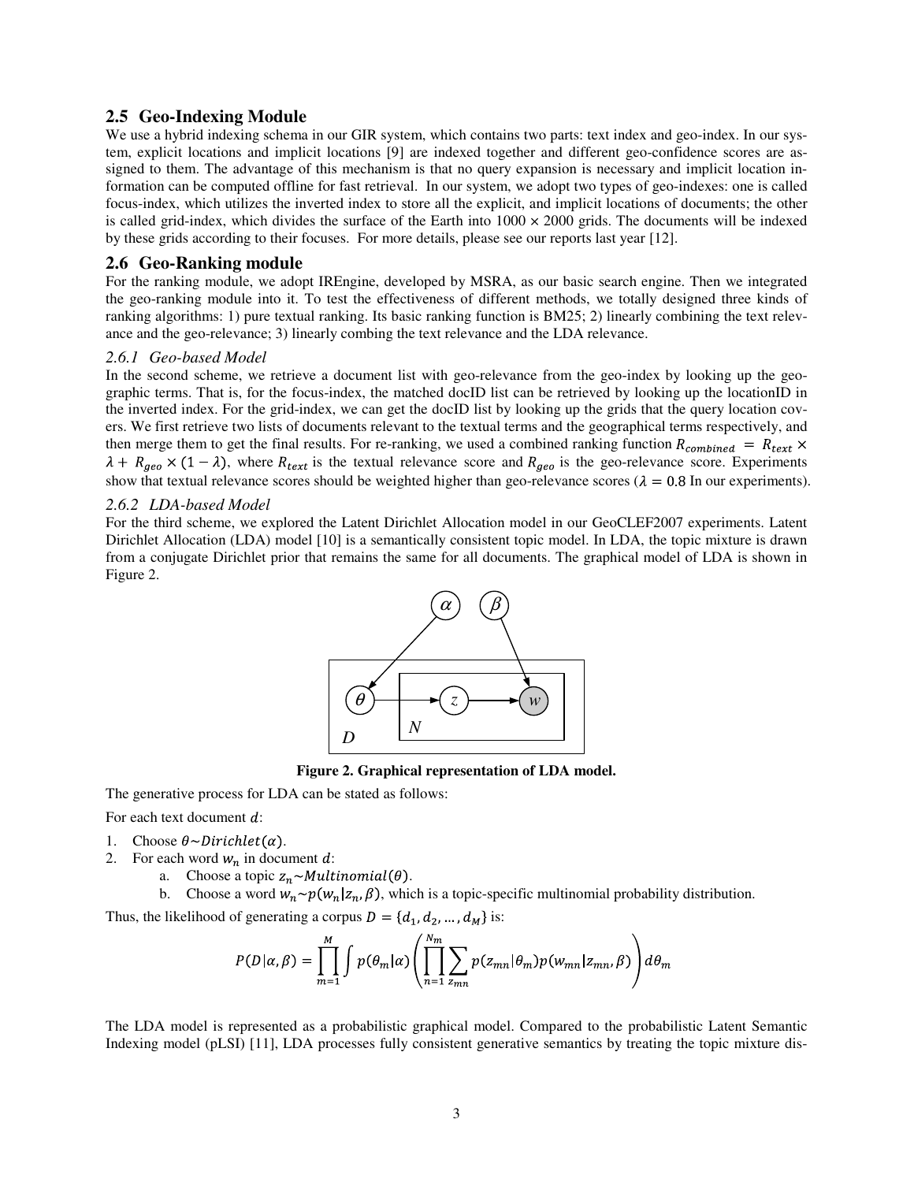## 2.5 Geo-Indexing Module

We use a hybrid indexing schema in our GIR system, which contains two parts: text index and geo-index. In our system, explicit locations and implicit locations [9] are indexed together and different geo-confidence scores are assigned to them. The advantage of this mechanism is that no query expansion is necessary and implicit location information can be computed offline for fast retrieval. In our system, we adopt two types of geo-indexes: one is called focus-index, which utilizes the inverted index to store all the explicit, and implicit locations of documents; the other is called grid-index, which divides the surface of the Earth into 1000 × 2000 grids. The documents will be indexed by these grids according to their focuses. For more details, please see our reports last year [12].

## 2.6 Geo-Ranking module

For the ranking module, we adopt IREngine, developed by MSRA, as our basic search engine. Then we integrated the geo-ranking module into it. To test the effectiveness of different methods, we totally designed three kinds of ranking algorithms: 1) pure textual ranking. Its basic ranking function is BM25; 2) linearly combining the text relevance and the geo-relevance; 3) linearly combing the text relevance and the LDA relevance.

### *2.6.1 Geo-based Model*

In the second scheme, we retrieve a document list with geo-relevance from the geo-index by looking up the geographic terms. That is, for the focus-index, the matched docID list can be retrieved by looking up the locationID in the inverted index. For the grid-index, we can get the docID list by looking up the grids that the query location covers. We first retrieve two lists of documents relevant to the textual terms and the geographical terms respectively, and then merge them to get the final results. For re-ranking, we used a combined ranking function $R_{combined} = R_{text} \times \lambda + R_{geo} \times (1 - \lambda)$, where $R_{text}$ is the textual relevance score and $R_{geo}$ is the geo-relevance score. Experiments show that textual relevance scores should be weighted higher than geo-relevance scores ($\lambda = 0.8$ In our experiments).

### *2.6.2 LDA-based Model*

For the third scheme, we explored the Latent Dirichlet Allocation model in our GeoCLEF2007 experiments. Latent Dirichlet Allocation (LDA) model [10] is a semantically consistent topic model. In LDA, the topic mixture is drawn from a conjugate Dirichlet prior that remains the same for all documents. The graphical model of LDA is shown in Figure 2.

**Figure 2. Graphical representation of LDA model.**

The generative process for LDA can be stated as follows:

For each text document $d$:

1. Choose $\theta \sim Dirichlet(\alpha)$.
2. For each word $w_n$ in document $d$:
    a. Choose a topic $z_n \sim Multinomial(\theta)$.
    b. Choose a word $w_n \sim p(w_n | z_n, \beta)$, which is a topic-specific multinomial probability distribution.

Thus, the likelihood of generating a corpus $D = \{d_1, d_2, \dots, d_M\}$ is:

$$P(D|\alpha, \beta) = \prod_{m=1}^{M} \int p(\theta_m|\alpha) \left( \prod_{n=1}^{N_m} \sum_{z_{mn}} p(z_{mn}|\theta_m) p(w_{mn}|z_{mn}, \beta) \right) d\theta_m$$

The LDA model is represented as a probabilistic graphical model. Compared to the probabilistic Latent Semantic Indexing model (pLSI) [11], LDA processes fully consistent generative semantics by treating the topic mixture dis-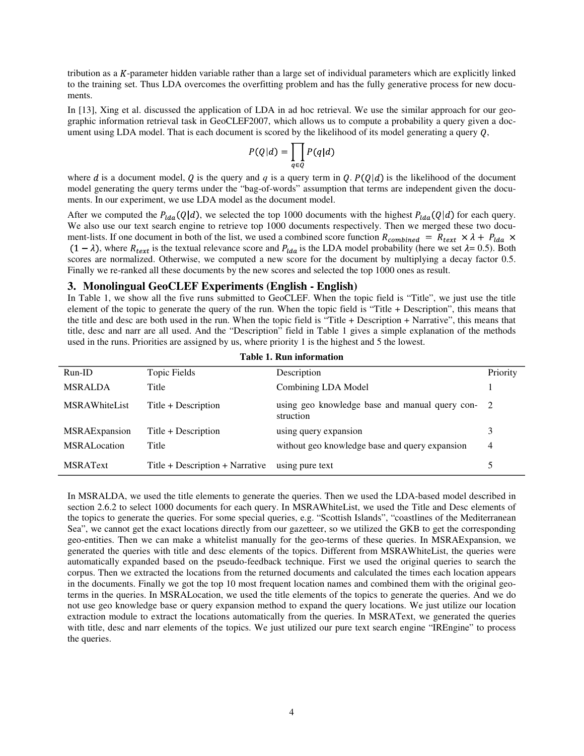tribution as a $K$-parameter hidden variable rather than a large set of individual parameters which are explicitly linked to the training set. Thus LDA overcomes the overfitting problem and has the fully generative process for new documents.

In [13], Xing et al. discussed the application of LDA in ad hoc retrieval. We use the similar approach for our geographic information retrieval task in GeoCLEF2007, which allows us to compute a probability a query given a document using LDA model. That is each document is scored by the likelihood of its model generating a query $Q$,

$$P(Q|d) = \prod_{q \in Q} P(q|d)$$

where $d$ is a document model, $Q$ is the query and $q$ is a query term in $Q$. $P(Q|d)$ is the likelihood of the document model generating the query terms under the "bag-of-words" assumption that terms are independent given the documents. In our experiment, we use LDA model as the document model.

After we computed the $P_{lda}(Q|d)$, we selected the top 1000 documents with the highest $P_{lda}(Q|d)$ for each query. We also use our text search engine to retrieve top 1000 documents respectively. Then we merged these two document-lists. If one document in both of the list, we used a combined score function $R_{combined} = R_{text} \times \lambda + P_{lda} \times (1 - \lambda)$, where $R_{text}$ is the textual relevance score and $P_{lda}$ is the LDA model probability (here we set $\lambda$= 0.5). Both scores are normalized. Otherwise, we computed a new score for the document by multiplying a decay factor 0.5. Finally we re-ranked all these documents by the new scores and selected the top 1000 ones as result.

## 3. Monolingual GeoCLEF Experiments (English - English)

In Table 1, we show all the five runs submitted to GeoCLEF. When the topic field is "Title", we just use the title element of the topic to generate the query of the run. When the topic field is "Title + Description", this means that the title and desc are both used in the run. When the topic field is "Title + Description + Narrative", this means that title, desc and narr are all used. And the "Description" field in Table 1 gives a simple explanation of the methods used in the runs. Priorities are assigned by us, where priority 1 is the highest and 5 the lowest.

**Table 1. Run information**

| Run-ID | Topic Fields | Description | Priority |
|---|---|---|---|
| MSRALDA | Title | Combining LDA Model | 1 |
| MSRAWhiteList | Title + Description | using geo knowledge base and manual query construction | 2 |
| MSRAExpansion | Title + Description | using query expansion | 3 |
| MSRALocation | Title | without geo knowledge base and query expansion | 4 |
| MSRAText | Title + Description + Narrative | using pure text | 5 |

In MSRALDA, we used the title elements to generate the queries. Then we used the LDA-based model described in section 2.6.2 to select 1000 documents for each query. In MSRAWhiteList, we used the Title and Desc elements of the topics to generate the queries. For some special queries, e.g. "Scottish Islands", "coastlines of the Mediterranean Sea", we cannot get the exact locations directly from our gazetteer, so we utilized the GKB to get the corresponding geo-entities. Then we can make a whitelist manually for the geo-terms of these queries. In MSRAExpansion, we generated the queries with title and desc elements of the topics. Different from MSRAWhiteList, the queries were automatically expanded based on the pseudo-feedback technique. First we used the original queries to search the corpus. Then we extracted the locations from the returned documents and calculated the times each location appears in the documents. Finally we got the top 10 most frequent location names and combined them with the original geo-terms in the queries. In MSRALocation, we used the title elements of the topics to generate the queries. And we do not use geo knowledge base or query expansion method to expand the query locations. We just utilize our location extraction module to extract the locations automatically from the queries. In MSRAText, we generated the queries with title, desc and narr elements of the topics. We just utilized our pure text search engine "IREngine" to process the queries.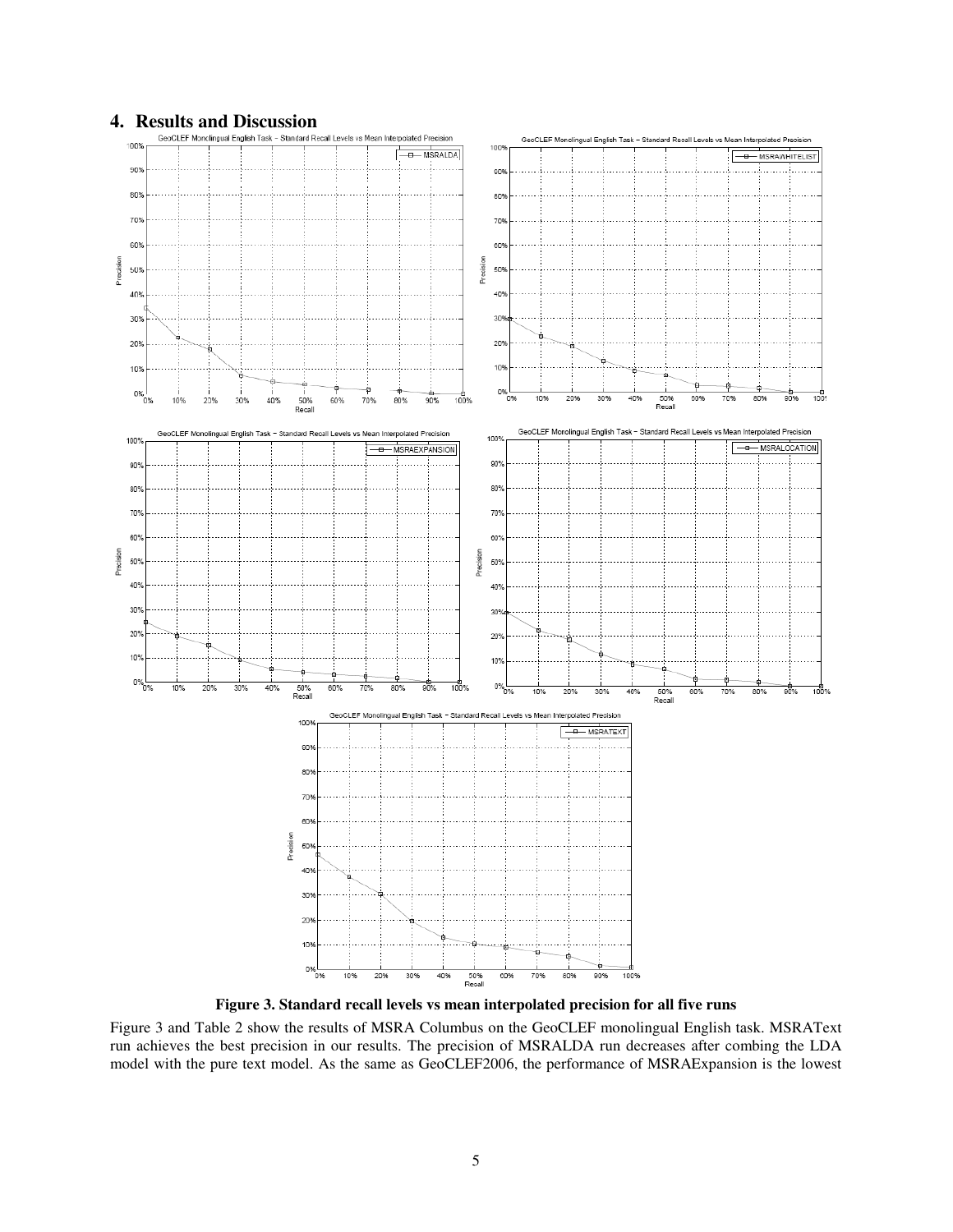## 4. Results and Discussion

**Figure 3. Standard recall levels vs mean interpolated precision for all five runs**

Figure 3 and Table 2 show the results of MSRA Columbus on the GeoCLEF monolingual English task. MSRAText run achieves the best precision in our results. The precision of MSRALDA run decreases after combing the LDA model with the pure text model. As the same as GeoCLEF2006, the performance of MSRAExpansion is the lowest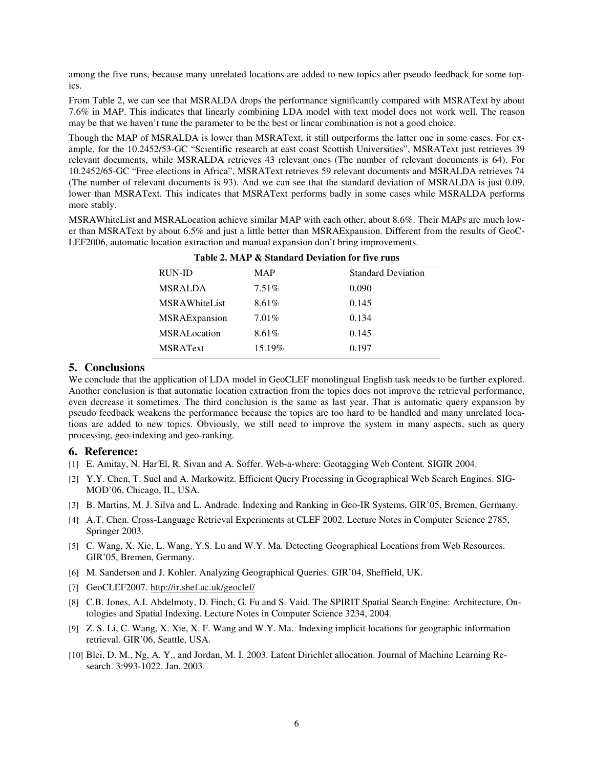among the five runs, because many unrelated locations are added to new topics after pseudo feedback for some topics.

From Table 2, we can see that MSRALDA drops the performance significantly compared with MSRAText by about 7.6% in MAP. This indicates that linearly combining LDA model with text model does not work well. The reason may be that we haven't tune the parameter to be the best or linear combination is not a good choice.

Though the MAP of MSRALDA is lower than MSRAText, it still outperforms the latter one in some cases. For example, for the 10.2452/53-GC "Scientific research at east coast Scottish Universities", MSRAText just retrieves 39 relevant documents, while MSRALDA retrieves 43 relevant ones (The number of relevant documents is 64). For 10.2452/65-GC "Free elections in Africa", MSRAText retrieves 59 relevant documents and MSRALDA retrieves 74 (The number of relevant documents is 93). And we can see that the standard deviation of MSRALDA is just 0.09, lower than MSRAText. This indicates that MSRAText performs badly in some cases while MSRALDA performs more stably.

MSRAWhiteList and MSRALocation achieve similar MAP with each other, about 8.6%. Their MAPs are much lower than MSRAText by about 6.5% and just a little better than MSRAExpansion. Different from the results of GeoCLEF2006, automatic location extraction and manual expansion don't bring improvements.

**Table 2. MAP & Standard Deviation for five runs**

| RUN-ID | MAP | Standard Deviation |
|---|---|---|
| MSRALDA | 7.51% | 0.090 |
| MSRAWhiteList | 8.61% | 0.145 |
| MSRAExpansion | 7.01% | 0.134 |
| MSRALocation | 8.61% | 0.145 |
| MSRAText | 15.19% | 0.197 |

## 5. Conclusions

We conclude that the application of LDA model in GeoCLEF monolingual English task needs to be further explored. Another conclusion is that automatic location extraction from the topics does not improve the retrieval performance, even decrease it sometimes. The third conclusion is the same as last year. That is automatic query expansion by pseudo feedback weakens the performance because the topics are too hard to be handled and many unrelated locations are added to new topics. Obviously, we still need to improve the system in many aspects, such as query processing, geo-indexing and geo-ranking.

## 6. Reference:

[1] E. Amitay, N. Har'El, R. Sivan and A. Soffer. Web-a-where: Geotagging Web Content. SIGIR 2004.

[2] Y.Y. Chen, T. Suel and A. Markowitz. Efficient Query Processing in Geographical Web Search Engines. SIGMOD'06, Chicago, IL, USA.

[3] B. Martins, M. J. Silva and L. Andrade. Indexing and Ranking in Geo-IR Systems. GIR'05, Bremen, Germany.

[4] A.T. Chen. Cross-Language Retrieval Experiments at CLEF 2002. Lecture Notes in Computer Science 2785, Springer 2003.

[5] C. Wang, X. Xie, L. Wang, Y.S. Lu and W.Y. Ma. Detecting Geographical Locations from Web Resources. GIR'05, Bremen, Germany.

[6] M. Sanderson and J. Kohler. Analyzing Geographical Queries. GIR'04, Sheffield, UK.

[7] GeoCLEF2007. http://ir.shef.ac.uk/geoclef/

[8] C.B. Jones, A.I. Abdelmoty, D. Finch, G. Fu and S. Vaid. The SPIRIT Spatial Search Engine: Architecture, Ontologies and Spatial Indexing. Lecture Notes in Computer Science 3234, 2004.

[9] Z. S. Li, C. Wang, X. Xie, X. F. Wang and W.Y. Ma. Indexing implicit locations for geographic information retrieval. GIR'06, Seattle, USA.

[10] Blei, D. M., Ng, A. Y., and Jordan, M. I. 2003. Latent Dirichlet allocation. Journal of Machine Learning Research. 3:993-1022. Jan. 2003.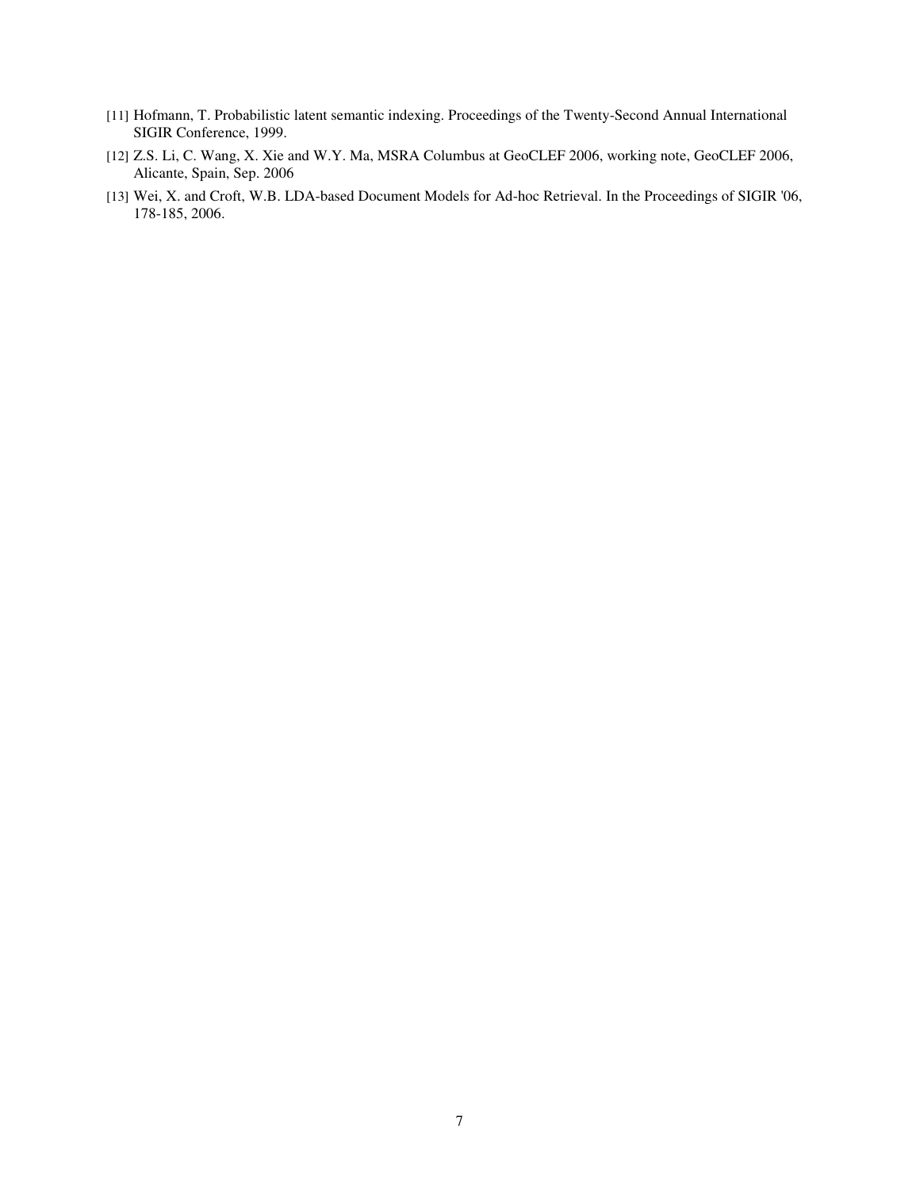[11] Hofmann, T. Probabilistic latent semantic indexing. Proceedings of the Twenty-Second Annual International SIGIR Conference, 1999.

[12] Z.S. Li, C. Wang, X. Xie and W.Y. Ma, MSRA Columbus at GeoCLEF 2006, working note, GeoCLEF 2006, Alicante, Spain, Sep. 2006

[13] Wei, X. and Croft, W.B. LDA-based Document Models for Ad-hoc Retrieval. In the Proceedings of SIGIR '06, 178-185, 2006.